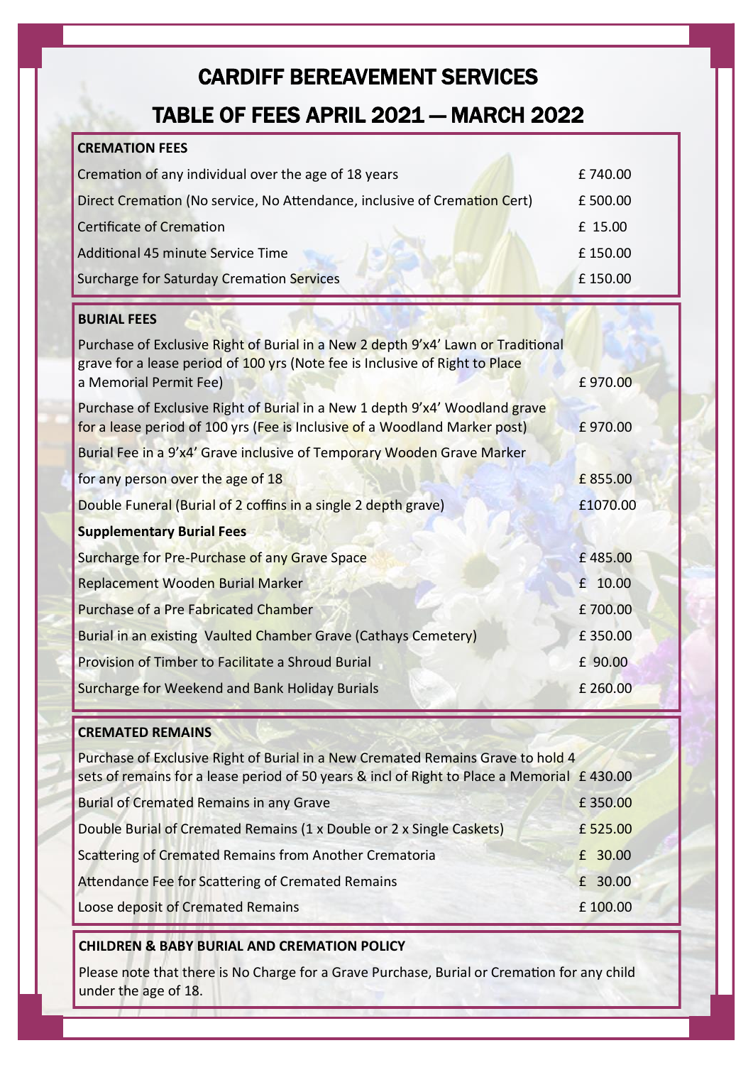# CARDIFF BEREAVEMENT SERVICES

# TABLE OF FEES APRIL 2021 — MARCH 2022

| **CREMATION FEES** | |
|---|---|
| Cremation of any individual over the age of 18 years | £ 740.00 |
| Direct Cremation (No service, No Attendance, inclusive of Cremation Cert) | £ 500.00 |
| Certificate of Cremation | £ 15.00 |
| Additional 45 minute Service Time | £ 150.00 |
| Surcharge for Saturday Cremation Services | £ 150.00 |

| **BURIAL FEES** | |
|---|---|
| Purchase of Exclusive Right of Burial in a New 2 depth 9'x4' Lawn or Traditional grave for a lease period of 100 yrs (Note fee is Inclusive of Right to Place a Memorial Permit Fee) | £ 970.00 |
| Purchase of Exclusive Right of Burial in a New 1 depth 9'x4' Woodland grave for a lease period of 100 yrs (Fee is Inclusive of a Woodland Marker post) | £ 970.00 |
| Burial Fee in a 9'x4' Grave inclusive of Temporary Wooden Grave Marker for any person over the age of 18 | £ 855.00 |
| Double Funeral (Burial of 2 coffins in a single 2 depth grave) | £1070.00 |
| **Supplementary Burial Fees** | |
| Surcharge for Pre-Purchase of any Grave Space | £ 485.00 |
| Replacement Wooden Burial Marker | £ 10.00 |
| Purchase of a Pre Fabricated Chamber | £ 700.00 |
| Burial in an existing Vaulted Chamber Grave (Cathays Cemetery) | £ 350.00 |
| Provision of Timber to Facilitate a Shroud Burial | £ 90.00 |
| Surcharge for Weekend and Bank Holiday Burials | £ 260.00 |

| **CREMATED REMAINS** | |
|---|---|
| Purchase of Exclusive Right of Burial in a New Cremated Remains Grave to hold 4 sets of remains for a lease period of 50 years & incl of Right to Place a Memorial | £ 430.00 |
| Burial of Cremated Remains in any Grave | £ 350.00 |
| Double Burial of Cremated Remains (1 x Double or 2 x Single Caskets) | £ 525.00 |
| Scattering of Cremated Remains from Another Crematoria | £ 30.00 |
| Attendance Fee for Scattering of Cremated Remains | £ 30.00 |
| Loose deposit of Cremated Remains | £ 100.00 |

**CHILDREN & BABY BURIAL AND CREMATION POLICY**

Please note that there is No Charge for a Grave Purchase, Burial or Cremation for any child under the age of 18.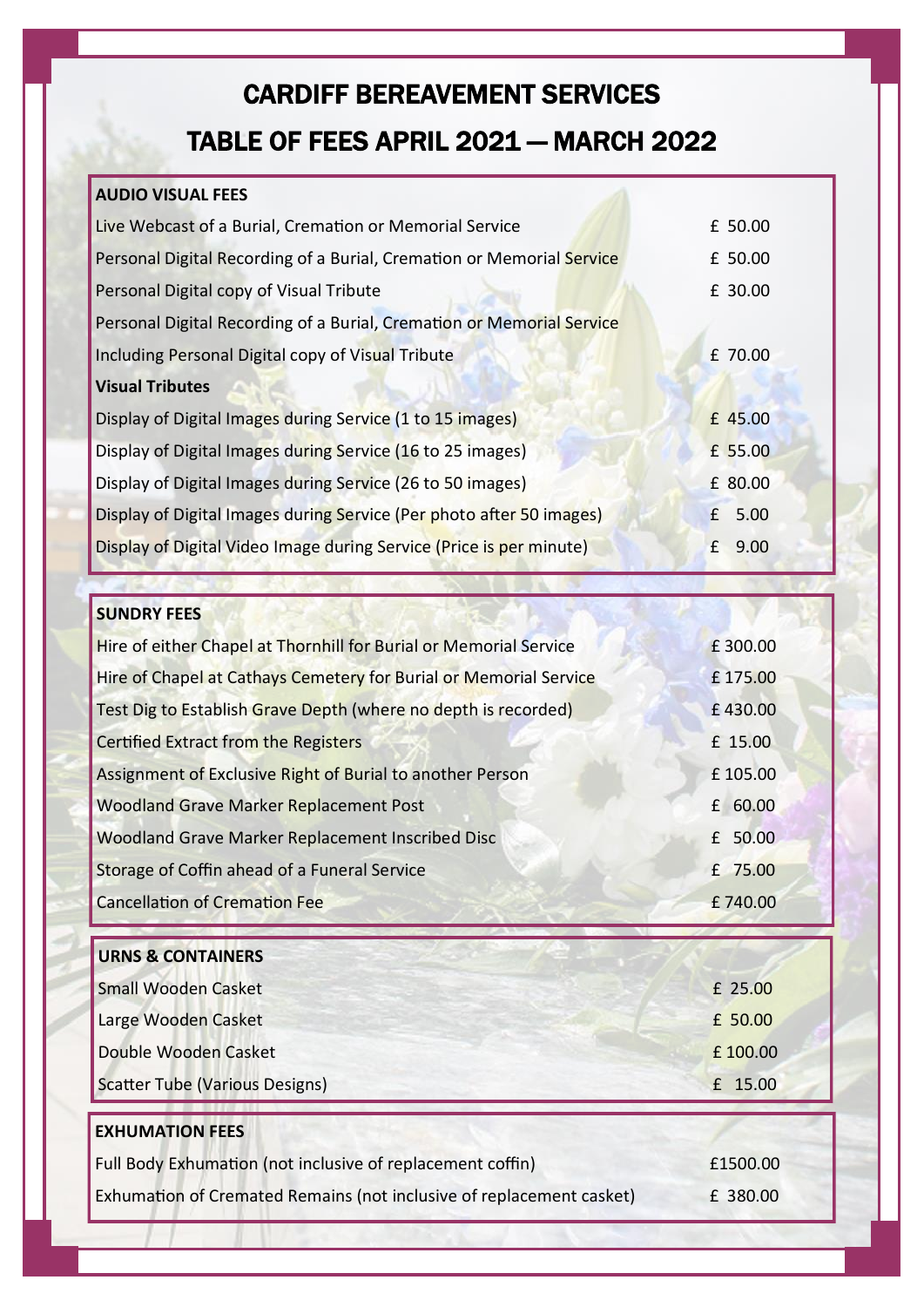# CARDIFF BEREAVEMENT SERVICES

# TABLE OF FEES APRIL 2021 — MARCH 2022

| **AUDIO VISUAL FEES** | |
|---|---|
| Live Webcast of a Burial, Cremation or Memorial Service | £ 50.00 |
| Personal Digital Recording of a Burial, Cremation or Memorial Service | £ 50.00 |
| Personal Digital copy of Visual Tribute | £ 30.00 |
| Personal Digital Recording of a Burial, Cremation or Memorial Service Including Personal Digital copy of Visual Tribute | £ 70.00 |
| **Visual Tributes** | |
| Display of Digital Images during Service (1 to 15 images) | £ 45.00 |
| Display of Digital Images during Service (16 to 25 images) | £ 55.00 |
| Display of Digital Images during Service (26 to 50 images) | £ 80.00 |
| Display of Digital Images during Service (Per photo after 50 images) | £ 5.00 |
| Display of Digital Video Image during Service (Price is per minute) | £ 9.00 |

| **SUNDRY FEES** | |
|---|---|
| Hire of either Chapel at Thornhill for Burial or Memorial Service | £ 300.00 |
| Hire of Chapel at Cathays Cemetery for Burial or Memorial Service | £ 175.00 |
| Test Dig to Establish Grave Depth (where no depth is recorded) | £ 430.00 |
| Certified Extract from the Registers | £ 15.00 |
| Assignment of Exclusive Right of Burial to another Person | £ 105.00 |
| Woodland Grave Marker Replacement Post | £ 60.00 |
| Woodland Grave Marker Replacement Inscribed Disc | £ 50.00 |
| Storage of Coffin ahead of a Funeral Service | £ 75.00 |
| Cancellation of Cremation Fee | £ 740.00 |

| **URNS & CONTAINERS** | |
|---|---|
| Small Wooden Casket | £ 25.00 |
| Large Wooden Casket | £ 50.00 |
| Double Wooden Casket | £ 100.00 |
| Scatter Tube (Various Designs) | £ 15.00 |

| **EXHUMATION FEES** | |
|---|---|
| Full Body Exhumation (not inclusive of replacement coffin) | £1500.00 |
| Exhumation of Cremated Remains (not inclusive of replacement casket) | £ 380.00 |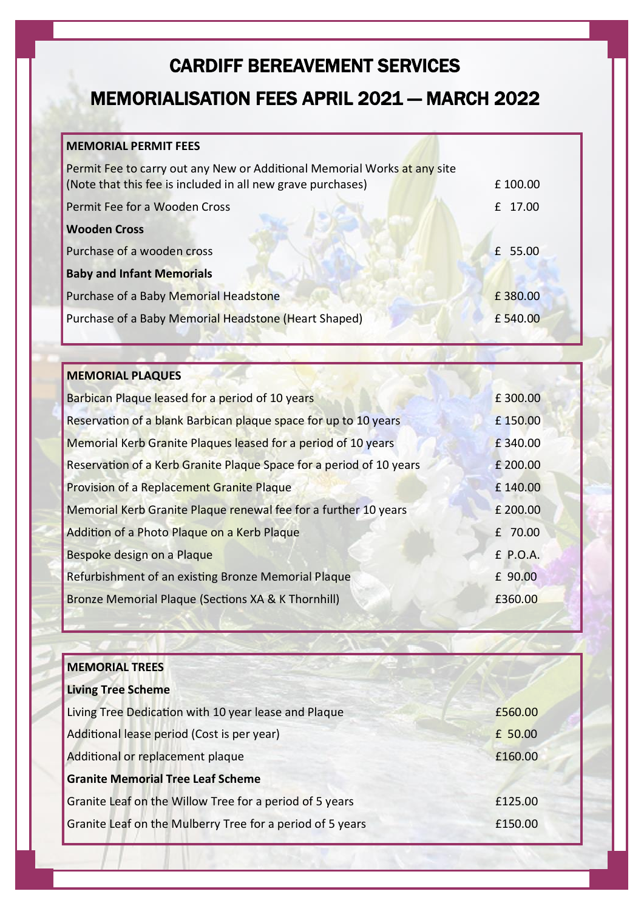# CARDIFF BEREAVEMENT SERVICES

# MEMORIALISATION FEES APRIL 2021 — MARCH 2022

| MEMORIAL PERMIT FEES | |
|---|---|
| Permit Fee to carry out any New or Additional Memorial Works at any site (Note that this fee is included in all new grave purchases) | £ 100.00 |
| Permit Fee for a Wooden Cross | £ 17.00 |
| **Wooden Cross** | |
| Purchase of a wooden cross | £ 55.00 |
| **Baby and Infant Memorials** | |
| Purchase of a Baby Memorial Headstone | £ 380.00 |
| Purchase of a Baby Memorial Headstone (Heart Shaped) | £ 540.00 |

| MEMORIAL PLAQUES | |
|---|---|
| Barbican Plaque leased for a period of 10 years | £ 300.00 |
| Reservation of a blank Barbican plaque space for up to 10 years | £ 150.00 |
| Memorial Kerb Granite Plaques leased for a period of 10 years | £ 340.00 |
| Reservation of a Kerb Granite Plaque Space for a period of 10 years | £ 200.00 |
| Provision of a Replacement Granite Plaque | £ 140.00 |
| Memorial Kerb Granite Plaque renewal fee for a further 10 years | £ 200.00 |
| Addition of a Photo Plaque on a Kerb Plaque | £ 70.00 |
| Bespoke design on a Plaque | £ P.O.A. |
| Refurbishment of an existing Bronze Memorial Plaque | £ 90.00 |
| Bronze Memorial Plaque (Sections XA & K Thornhill) | £360.00 |

| MEMORIAL TREES | |
|---|---|
| **Living Tree Scheme** | |
| Living Tree Dedication with 10 year lease and Plaque | £560.00 |
| Additional lease period (Cost is per year) | £ 50.00 |
| Additional or replacement plaque | £160.00 |
| **Granite Memorial Tree Leaf Scheme** | |
| Granite Leaf on the Willow Tree for a period of 5 years | £125.00 |
| Granite Leaf on the Mulberry Tree for a period of 5 years | £150.00 |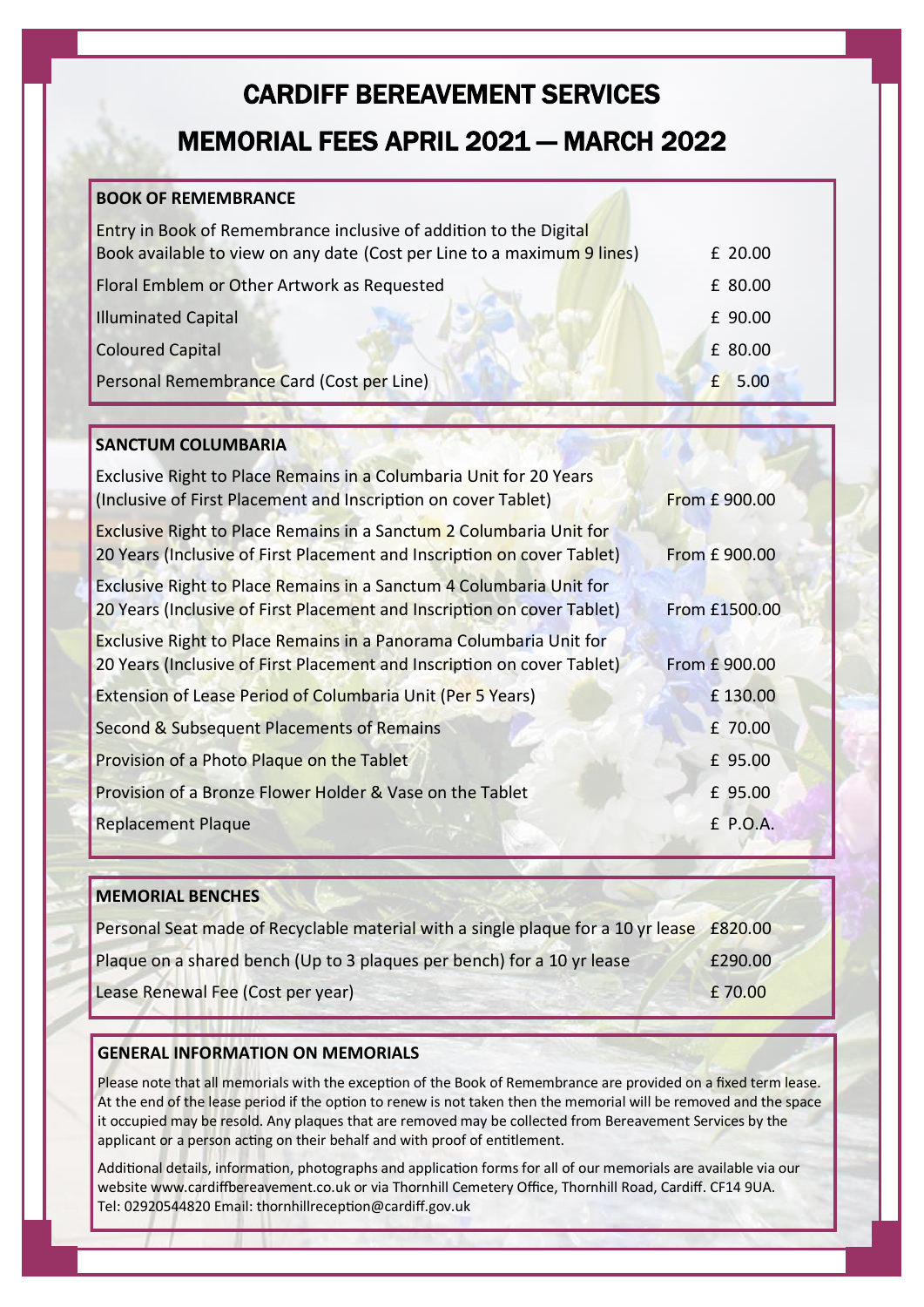# CARDIFF BEREAVEMENT SERVICES

# MEMORIAL FEES APRIL 2021 — MARCH 2022

## BOOK OF REMEMBRANCE

| | |
|---|---|
| Entry in Book of Remembrance inclusive of addition to the Digital Book available to view on any date (Cost per Line to a maximum 9 lines) | £ 20.00 |
| Floral Emblem or Other Artwork as Requested | £ 80.00 |
| Illuminated Capital | £ 90.00 |
| Coloured Capital | £ 80.00 |
| Personal Remembrance Card (Cost per Line) | £ 5.00 |

## SANCTUM COLUMBARIA

| | |
|---|---|
| Exclusive Right to Place Remains in a Columbaria Unit for 20 Years (Inclusive of First Placement and Inscription on cover Tablet) | From £ 900.00 |
| Exclusive Right to Place Remains in a Sanctum 2 Columbaria Unit for 20 Years (Inclusive of First Placement and Inscription on cover Tablet) | From £ 900.00 |
| Exclusive Right to Place Remains in a Sanctum 4 Columbaria Unit for 20 Years (Inclusive of First Placement and Inscription on cover Tablet) | From £1500.00 |
| Exclusive Right to Place Remains in a Panorama Columbaria Unit for 20 Years (Inclusive of First Placement and Inscription on cover Tablet) | From £ 900.00 |
| Extension of Lease Period of Columbaria Unit (Per 5 Years) | £ 130.00 |
| Second & Subsequent Placements of Remains | £ 70.00 |
| Provision of a Photo Plaque on the Tablet | £ 95.00 |
| Provision of a Bronze Flower Holder & Vase on the Tablet | £ 95.00 |
| Replacement Plaque | £ P.O.A. |

## MEMORIAL BENCHES

| | |
|---|---|
| Personal Seat made of Recyclable material with a single plaque for a 10 yr lease | £820.00 |
| Plaque on a shared bench (Up to 3 plaques per bench) for a 10 yr lease | £290.00 |
| Lease Renewal Fee (Cost per year) | £ 70.00 |

## GENERAL INFORMATION ON MEMORIALS

Please note that all memorials with the exception of the Book of Remembrance are provided on a fixed term lease. At the end of the lease period if the option to renew is not taken then the memorial will be removed and the space it occupied may be resold. Any plaques that are removed may be collected from Bereavement Services by the applicant or a person acting on their behalf and with proof of entitlement.

Additional details, information, photographs and application forms for all of our memorials are available via our website www.cardiffbereavement.co.uk or via Thornhill Cemetery Office, Thornhill Road, Cardiff. CF14 9UA. Tel: 02920544820 Email: thornhillreception@cardiff.gov.uk